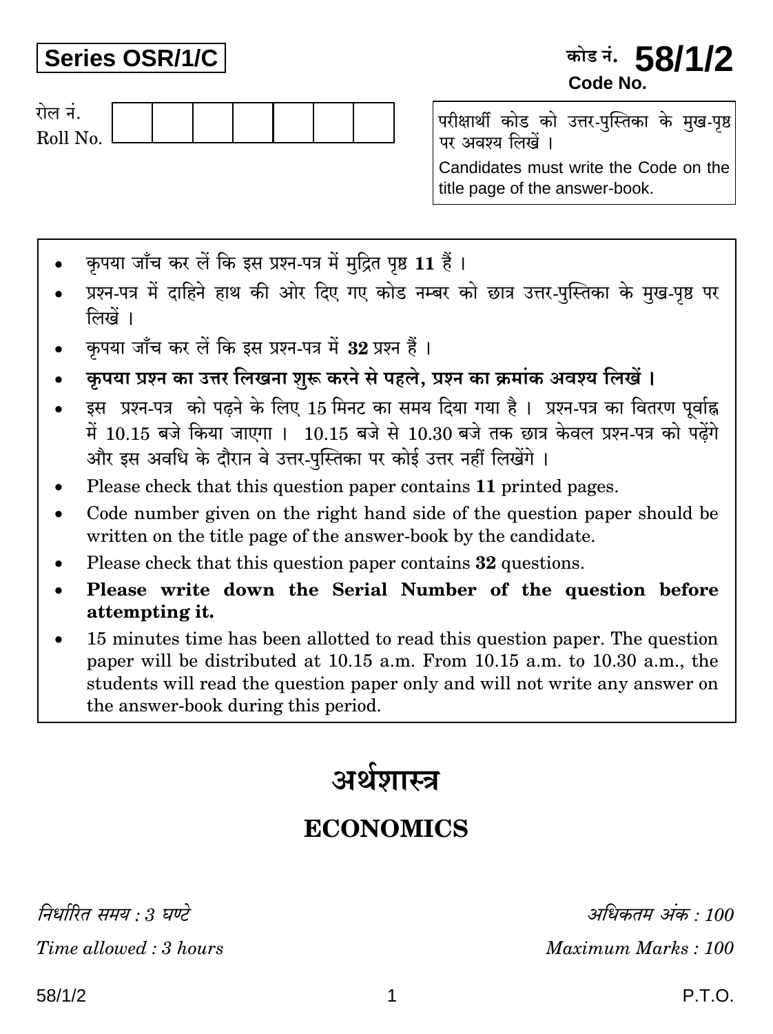**Series OSR/1/C**

कोड नं. **58/1/2**
Code No.

रोल नं.
Roll No.

| | | | | | | |
|---|---|---|---|---|---|---|
| | | | | | | |

परीक्षार्थी कोड को उत्तर-पुस्तिका के मुख-पृष्ठ पर अवश्य लिखें ।

Candidates must write the Code on the title page of the answer-book.

- कृपया जाँच कर लें कि इस प्रश्न-पत्र में मुद्रित पृष्ठ **11** हैं ।
- प्रश्न-पत्र में दाहिने हाथ की ओर दिए गए कोड नम्बर को छात्र उत्तर-पुस्तिका के मुख-पृष्ठ पर लिखें ।
- कृपया जाँच कर लें कि इस प्रश्न-पत्र में **32** प्रश्न हैं ।
- **कृपया प्रश्न का उत्तर लिखना शुरू करने से पहले, प्रश्न का क्रमांक अवश्य लिखें ।**
- इस प्रश्न-पत्र को पढ़ने के लिए 15 मिनट का समय दिया गया है । प्रश्न-पत्र का वितरण पूर्वाह्न में 10.15 बजे किया जाएगा । 10.15 बजे से 10.30 बजे तक छात्र केवल प्रश्न-पत्र को पढ़ेंगे और इस अवधि के दौरान वे उत्तर-पुस्तिका पर कोई उत्तर नहीं लिखेंगे ।
- Please check that this question paper contains **11** printed pages.
- Code number given on the right hand side of the question paper should be written on the title page of the answer-book by the candidate.
- Please check that this question paper contains **32** questions.
- **Please write down the Serial Number of the question before attempting it.**
- 15 minutes time has been allotted to read this question paper. The question paper will be distributed at 10.15 a.m. From 10.15 a.m. to 10.30 a.m., the students will read the question paper only and will not write any answer on the answer-book during this period.

# अर्थशास्त्र

# ECONOMICS

*निर्धारित समय : 3 घण्टे* | *अधिकतम अंक : 100*

*Time allowed : 3 hours* | *Maximum Marks : 100*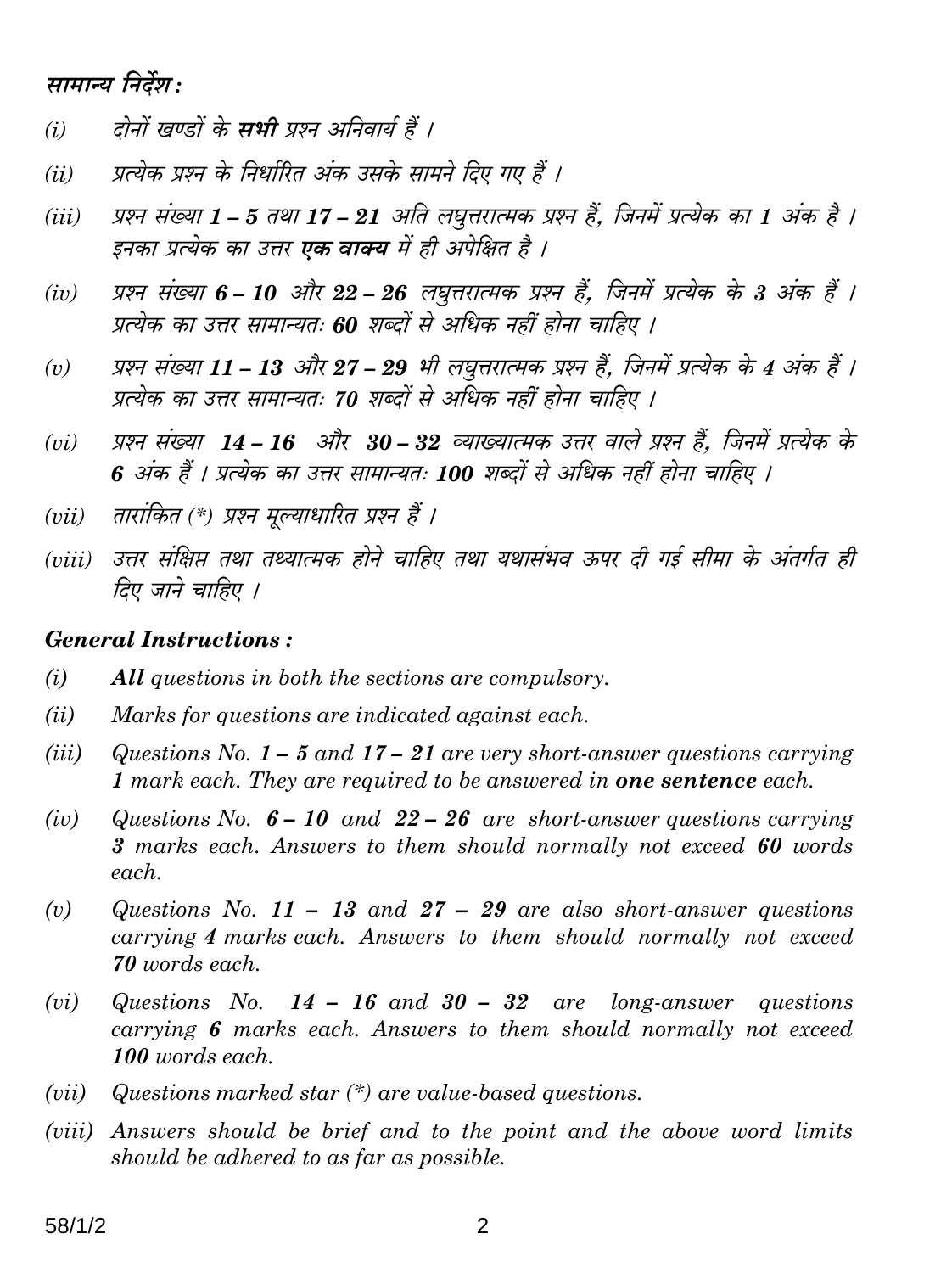## सामान्य निर्देश :

*(i)* दोनों खण्डों के **सभी** प्रश्न अनिवार्य हैं ।

*(ii)* प्रत्येक प्रश्न के निर्धारित अंक उसके सामने दिए गए हैं ।

*(iii)* प्रश्न संख्या **1 – 5** तथा **17 – 21** अति लघुत्तरात्मक प्रश्न हैं, जिनमें प्रत्येक का **1** अंक है । इनका प्रत्येक का उत्तर **एक वाक्य** में ही अपेक्षित है ।

*(iv)* प्रश्न संख्या **6 – 10** और **22 – 26** लघुत्तरात्मक प्रश्न हैं, जिनमें प्रत्येक के **3** अंक हैं । प्रत्येक का उत्तर सामान्यतः **60** शब्दों से अधिक नहीं होना चाहिए ।

*(v)* प्रश्न संख्या **11 – 13** और **27 – 29** भी लघुत्तरात्मक प्रश्न हैं, जिनमें प्रत्येक के **4** अंक हैं । प्रत्येक का उत्तर सामान्यतः **70** शब्दों से अधिक नहीं होना चाहिए ।

*(vi)* प्रश्न संख्या **14 – 16** और **30 – 32** व्याख्यात्मक उत्तर वाले प्रश्न हैं, जिनमें प्रत्येक के **6** अंक हैं । प्रत्येक का उत्तर सामान्यतः **100** शब्दों से अधिक नहीं होना चाहिए ।

*(vii)* तारांकित (*) प्रश्न मूल्याधारित प्रश्न हैं ।

*(viii)* उत्तर संक्षिप्त तथा तथ्यात्मक होने चाहिए तथा यथासंभव ऊपर दी गई सीमा के अंतर्गत ही दिए जाने चाहिए ।

## General Instructions :

*(i)* ***All*** *questions in both the sections are compulsory.*

*(ii)* *Marks for questions are indicated against each.*

*(iii)* *Questions No.* ***1 – 5*** *and* ***17 – 21*** *are very short-answer questions carrying* ***1*** *mark each. They are required to be answered in* ***one sentence*** *each.*

*(iv)* *Questions No.* ***6 – 10*** *and* ***22 – 26*** *are short-answer questions carrying* ***3*** *marks each. Answers to them should normally not exceed* ***60*** *words each.*

*(v)* *Questions No.* ***11 – 13*** *and* ***27 – 29*** *are also short-answer questions carrying* ***4*** *marks each. Answers to them should normally not exceed* ***70*** *words each.*

*(vi)* *Questions No.* ***14 – 16*** *and* ***30 – 32*** *are long-answer questions carrying* ***6*** *marks each. Answers to them should normally not exceed* ***100*** *words each.*

*(vii)* *Questions marked star (*) are value-based questions.*

*(viii)* *Answers should be brief and to the point and the above word limits should be adhered to as far as possible.*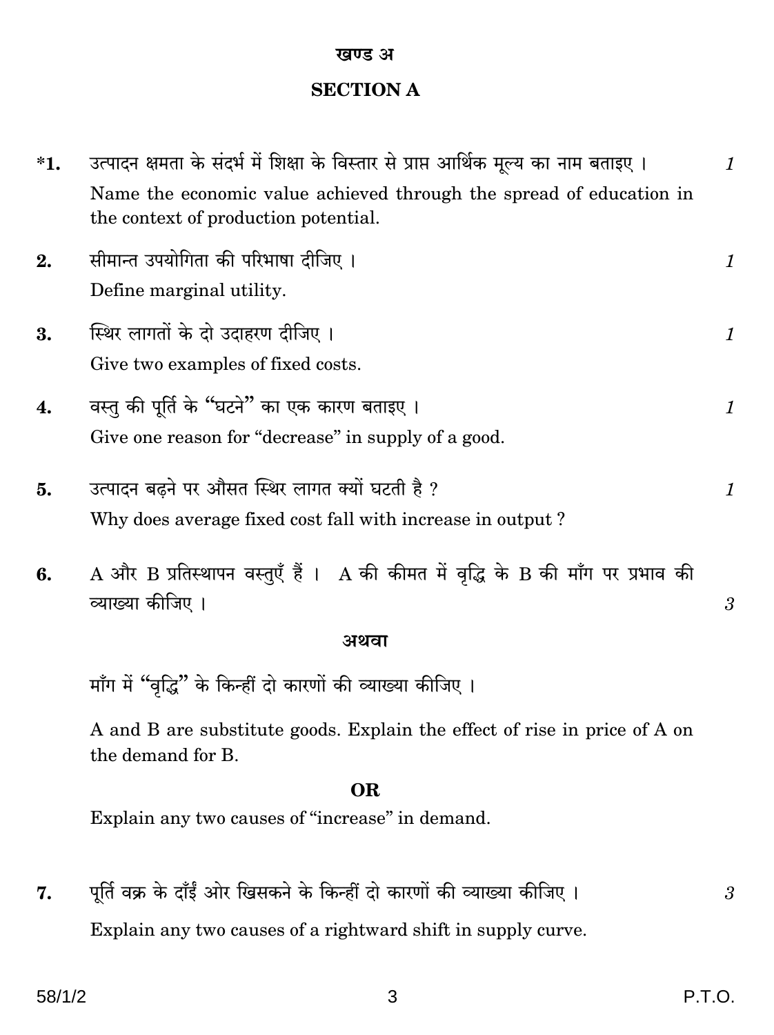## खण्ड अ

## SECTION A

**\*1.** उत्पादन क्षमता के संदर्भ में शिक्षा के विस्तार से प्राप्त आर्थिक मूल्य का नाम बताइए । *1*

Name the economic value achieved through the spread of education in the context of production potential.

**2.** सीमान्त उपयोगिता की परिभाषा दीजिए । *1*

Define marginal utility.

**3.** स्थिर लागतों के दो उदाहरण दीजिए । *1*

Give two examples of fixed costs.

**4.** वस्तु की पूर्ति के "घटने" का एक कारण बताइए । *1*

Give one reason for "decrease" in supply of a good.

**5.** उत्पादन बढ़ने पर औसत स्थिर लागत क्यों घटती है ? *1*

Why does average fixed cost fall with increase in output ?

**6.** A और B प्रतिस्थापन वस्तुएँ हैं । A की कीमत में वृद्धि के B की माँग पर प्रभाव की व्याख्या कीजिए । *3*

**अथवा**

माँग में "वृद्धि" के किन्हीं दो कारणों की व्याख्या कीजिए ।

A and B are substitute goods. Explain the effect of rise in price of A on the demand for B.

**OR**

Explain any two causes of "increase" in demand.

**7.** पूर्ति वक्र के दाँईं ओर खिसकने के किन्हीं दो कारणों की व्याख्या कीजिए । *3*

Explain any two causes of a rightward shift in supply curve.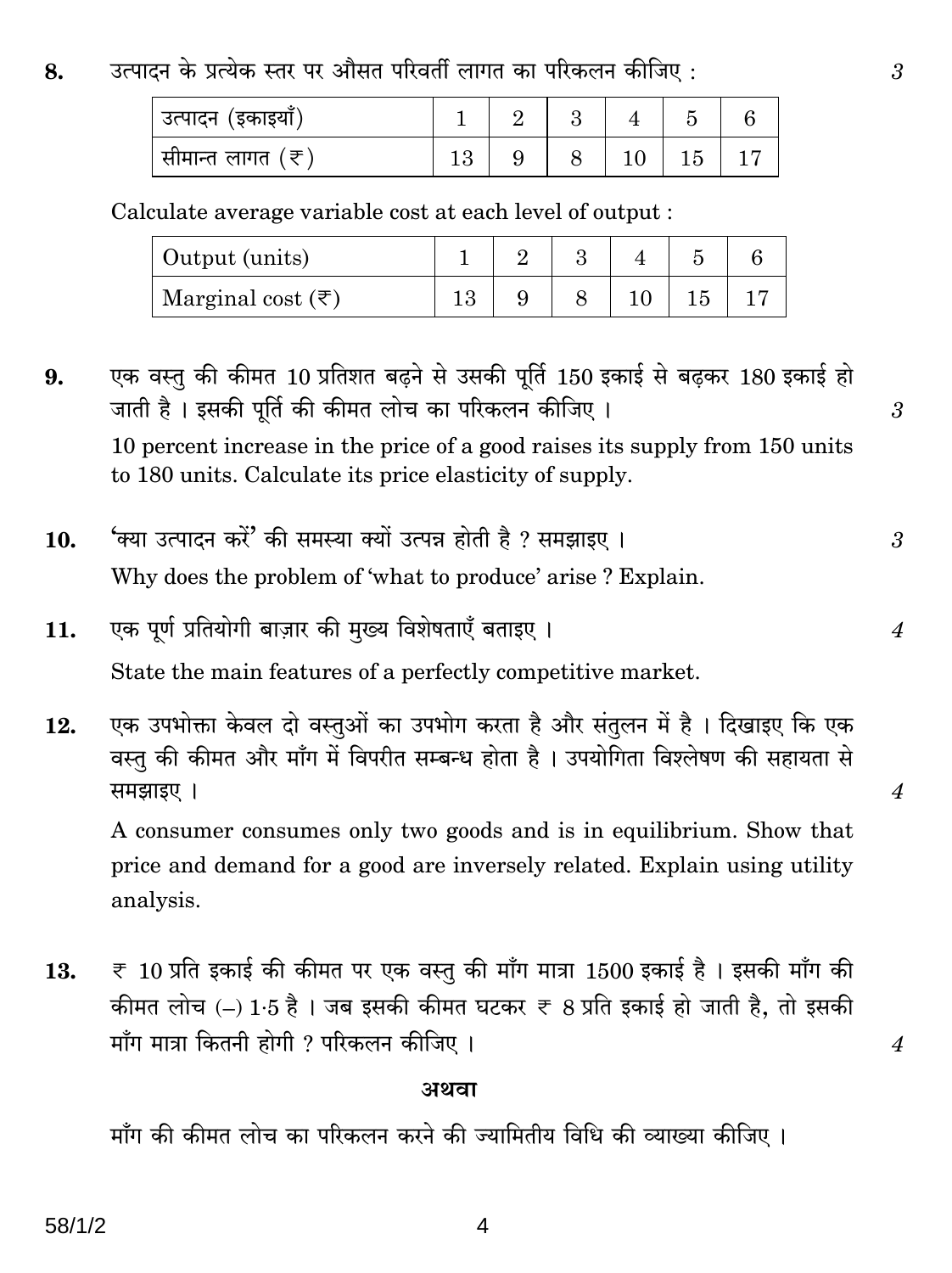8. उत्पादन के प्रत्येक स्तर पर औसत परिवर्ती लागत का परिकलन कीजिए : 3

| उत्पादन (इकाइयाँ) | 1 | 2 | 3 | 4 | 5 | 6 |
|---|---|---|---|---|---|---|
| सीमान्त लागत (₹) | 13 | 9 | 8 | 10 | 15 | 17 |

Calculate average variable cost at each level of output :

| Output (units) | 1 | 2 | 3 | 4 | 5 | 6 |
|---|---|---|---|---|---|---|
| Marginal cost (₹) | 13 | 9 | 8 | 10 | 15 | 17 |

9. एक वस्तु की कीमत 10 प्रतिशत बढ़ने से उसकी पूर्ति 150 इकाई से बढ़कर 180 इकाई हो जाती है । इसकी पूर्ति की कीमत लोच का परिकलन कीजिए । 3

10 percent increase in the price of a good raises its supply from 150 units to 180 units. Calculate its price elasticity of supply.

10. 'क्या उत्पादन करें' की समस्या क्यों उत्पन्न होती है ? समझाइए । 3

Why does the problem of 'what to produce' arise ? Explain.

11. एक पूर्ण प्रतियोगी बाज़ार की मुख्य विशेषताएँ बताइए । 4

State the main features of a perfectly competitive market.

12. एक उपभोक्ता केवल दो वस्तुओं का उपभोग करता है और संतुलन में है । दिखाइए कि एक वस्तु की कीमत और माँग में विपरीत सम्बन्ध होता है । उपयोगिता विश्लेषण की सहायता से समझाइए । 4

A consumer consumes only two goods and is in equilibrium. Show that price and demand for a good are inversely related. Explain using utility analysis.

13. ₹ 10 प्रति इकाई की कीमत पर एक वस्तु की माँग मात्रा 1500 इकाई है । इसकी माँग की कीमत लोच (–) 1·5 है । जब इसकी कीमत घटकर ₹ 8 प्रति इकाई हो जाती है, तो इसकी माँग मात्रा कितनी होगी ? परिकलन कीजिए । 4

**अथवा**

माँग की कीमत लोच का परिकलन करने की ज्यामितीय विधि की व्याख्या कीजिए ।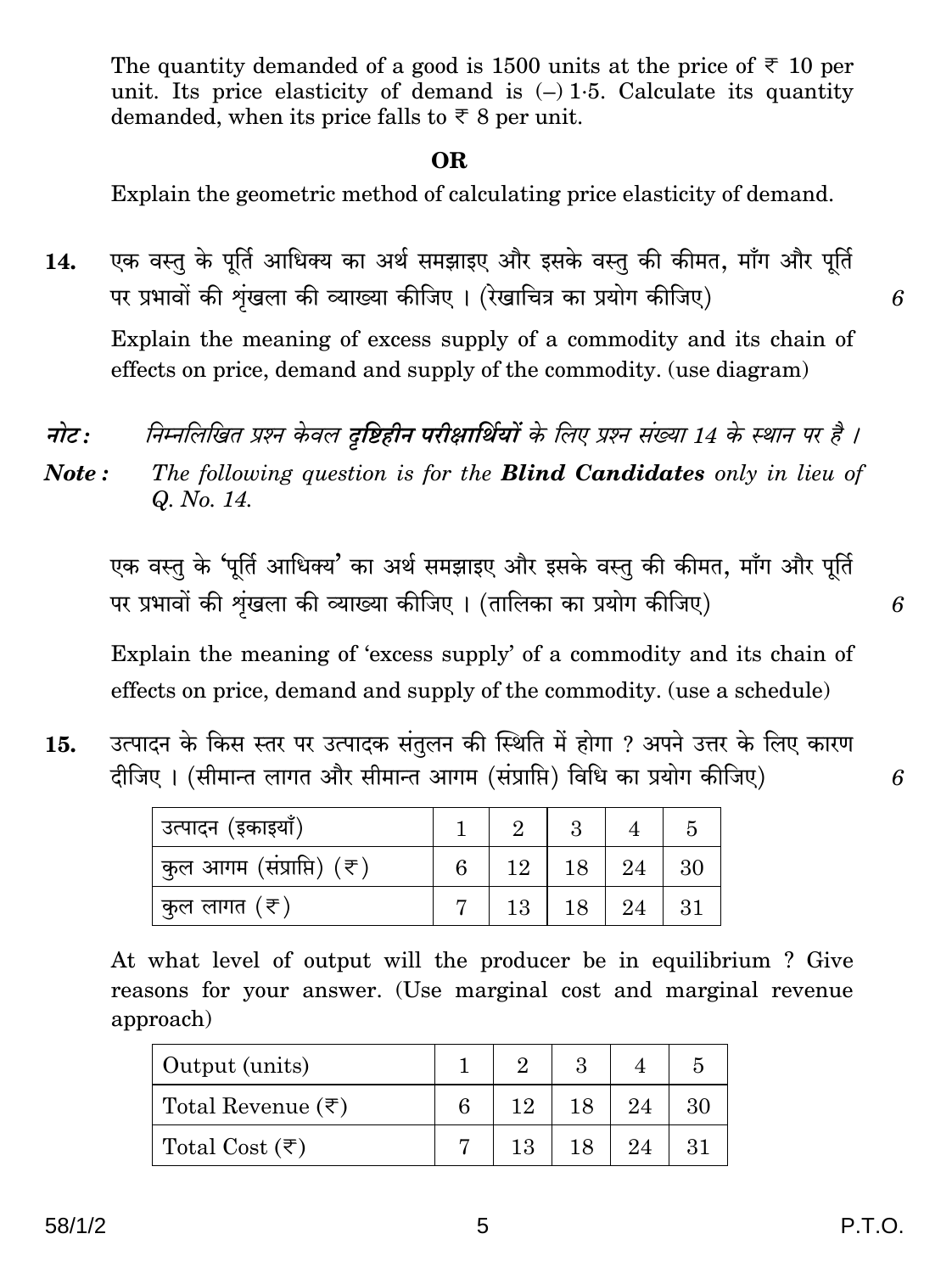The quantity demanded of a good is 1500 units at the price of ₹ 10 per unit. Its price elasticity of demand is (–) 1·5. Calculate its quantity demanded, when its price falls to ₹ 8 per unit.

**OR**

Explain the geometric method of calculating price elasticity of demand.

**14.** एक वस्तु के पूर्ति आधिक्य का अर्थ समझाइए और इसके वस्तु की कीमत, माँग और पूर्ति पर प्रभावों की शृंखला की व्याख्या कीजिए । (रेखाचित्र का प्रयोग कीजिए) 6

Explain the meaning of excess supply of a commodity and its chain of effects on price, demand and supply of the commodity. (use diagram)

*नोट :* *निम्नलिखित प्रश्न केवल **दृष्टिहीन परीक्षार्थियों** के लिए प्रश्न संख्या 14 के स्थान पर है ।*

***Note :*** *The following question is for the **Blind Candidates** only in lieu of Q. No. 14.*

एक वस्तु के 'पूर्ति आधिक्य' का अर्थ समझाइए और इसके वस्तु की कीमत, माँग और पूर्ति पर प्रभावों की शृंखला की व्याख्या कीजिए । (तालिका का प्रयोग कीजिए) 6

Explain the meaning of 'excess supply' of a commodity and its chain of effects on price, demand and supply of the commodity. (use a schedule)

**15.** उत्पादन के किस स्तर पर उत्पादक संतुलन की स्थिति में होगा ? अपने उत्तर के लिए कारण दीजिए । (सीमान्त लागत और सीमान्त आगम (संप्राप्ति) विधि का प्रयोग कीजिए) 6

| उत्पादन (इकाइयाँ) | 1 | 2 | 3 | 4 | 5 |
|---|---|---|---|---|---|
| कुल आगम (संप्राप्ति) (₹) | 6 | 12 | 18 | 24 | 30 |
| कुल लागत (₹) | 7 | 13 | 18 | 24 | 31 |

At what level of output will the producer be in equilibrium ? Give reasons for your answer. (Use marginal cost and marginal revenue approach)

| Output (units) | 1 | 2 | 3 | 4 | 5 |
|---|---|---|---|---|---|
| Total Revenue (₹) | 6 | 12 | 18 | 24 | 30 |
| Total Cost (₹) | 7 | 13 | 18 | 24 | 31 |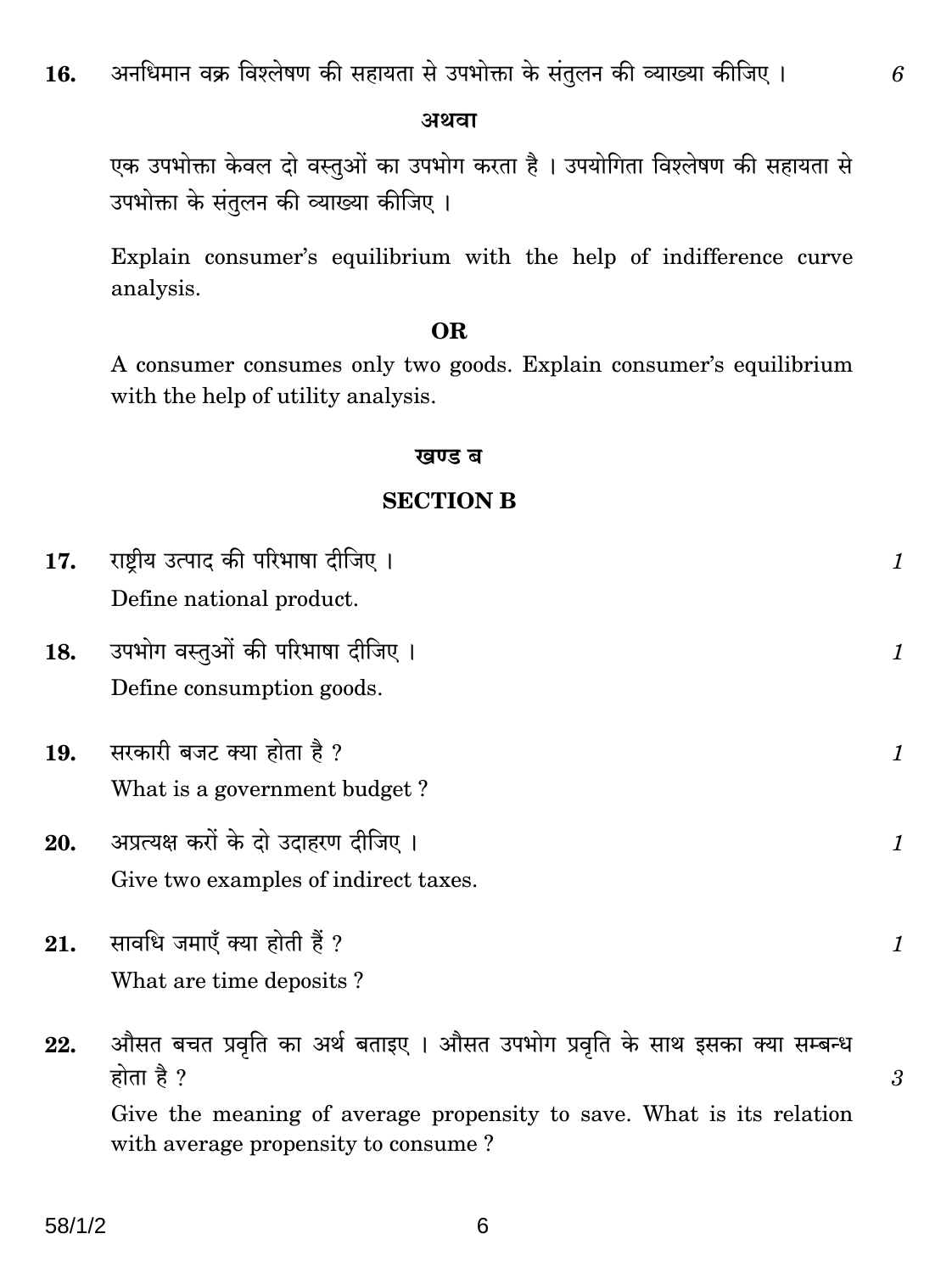**16.** अनधिमान वक्र विश्लेषण की सहायता से उपभोक्ता के संतुलन की व्याख्या कीजिए । *6*

**अथवा**

एक उपभोक्ता केवल दो वस्तुओं का उपभोग करता है । उपयोगिता विश्लेषण की सहायता से उपभोक्ता के संतुलन की व्याख्या कीजिए ।

Explain consumer's equilibrium with the help of indifference curve analysis.

**OR**

A consumer consumes only two goods. Explain consumer's equilibrium with the help of utility analysis.

## खण्ड ब

## SECTION B

**17.** राष्ट्रीय उत्पाद की परिभाषा दीजिए । *1*

Define national product.

**18.** उपभोग वस्तुओं की परिभाषा दीजिए । *1*

Define consumption goods.

**19.** सरकारी बजट क्या होता है ? *1*

What is a government budget ?

**20.** अप्रत्यक्ष करों के दो उदाहरण दीजिए । *1*

Give two examples of indirect taxes.

**21.** सावधि जमाएँ क्या होती हैं ? *1*

What are time deposits ?

**22.** औसत बचत प्रवृति का अर्थ बताइए । औसत उपभोग प्रवृति के साथ इसका क्या सम्बन्ध होता है ? *3*

Give the meaning of average propensity to save. What is its relation with average propensity to consume ?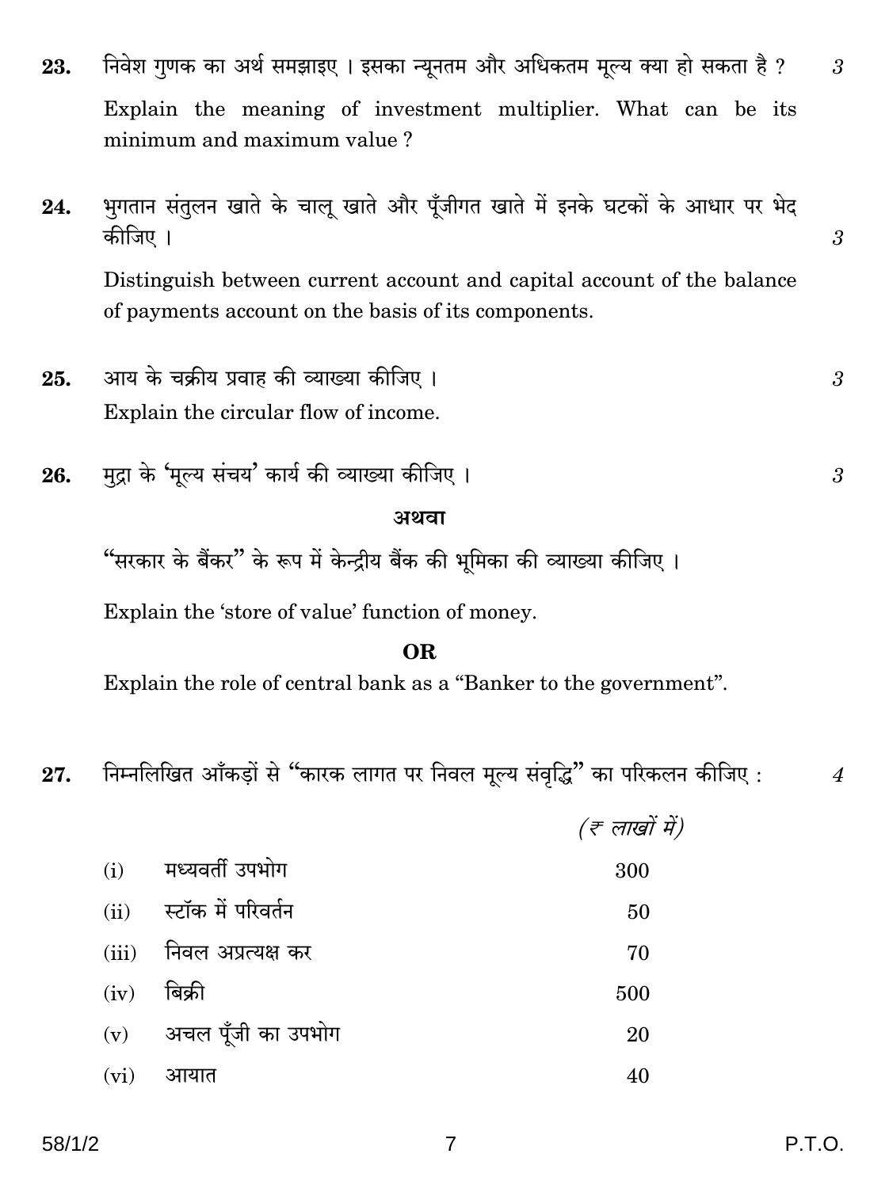**23.** निवेश गुणक का अर्थ समझाइए । इसका न्यूनतम और अधिकतम मूल्य क्या हो सकता है ? *3*

Explain the meaning of investment multiplier. What can be its minimum and maximum value ?

**24.** भुगतान संतुलन खाते के चालू खाते और पूँजीगत खाते में इनके घटकों के आधार पर भेद कीजिए । *3*

Distinguish between current account and capital account of the balance of payments account on the basis of its components.

**25.** आय के चक्रीय प्रवाह की व्याख्या कीजिए । *3*

Explain the circular flow of income.

**26.** मुद्रा के 'मूल्य संचय' कार्य की व्याख्या कीजिए । *3*

**अथवा**

"सरकार के बैंकर" के रूप में केन्द्रीय बैंक की भूमिका की व्याख्या कीजिए ।

Explain the 'store of value' function of money.

**OR**

Explain the role of central bank as a "Banker to the government".

**27.** निम्नलिखित आँकड़ों से "कारक लागत पर निवल मूल्य संवृद्धि" का परिकलन कीजिए : *4*

| | | *(₹ लाखों में)* |
|---|---|---|
| (i) | मध्यवर्ती उपभोग | 300 |
| (ii) | स्टॉक में परिवर्तन | 50 |
| (iii) | निवल अप्रत्यक्ष कर | 70 |
| (iv) | बिक्री | 500 |
| (v) | अचल पूँजी का उपभोग | 20 |
| (vi) | आयात | 40 |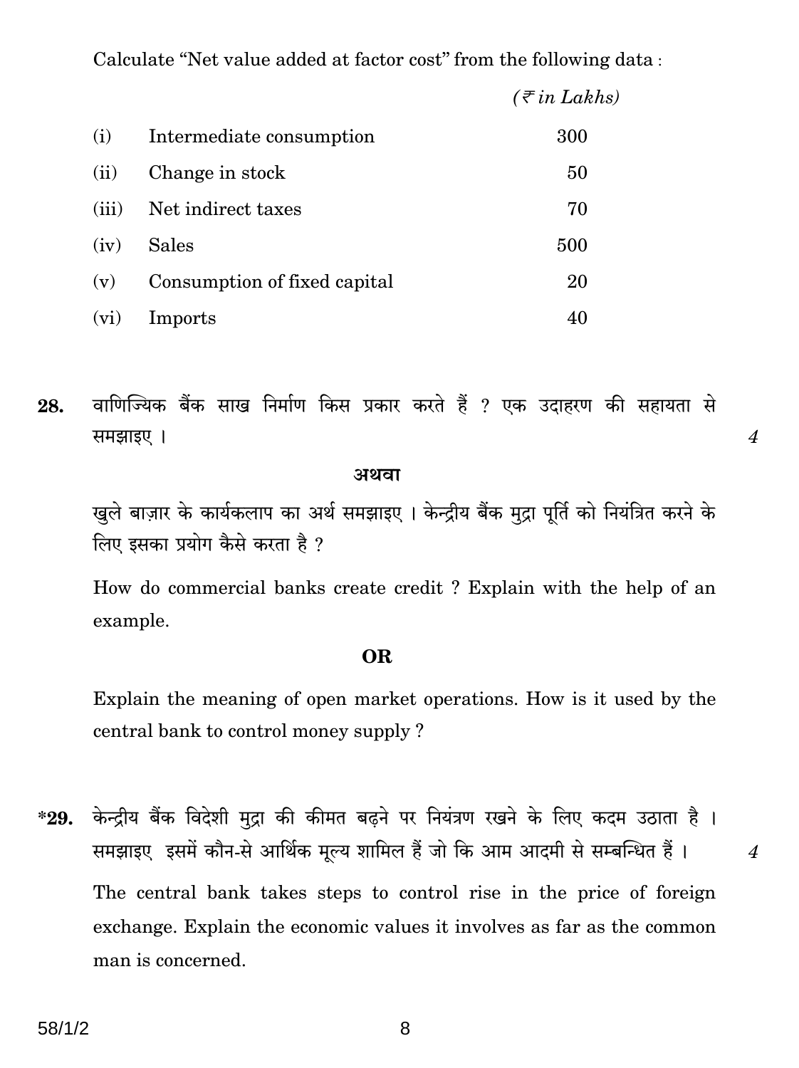Calculate "Net value added at factor cost" from the following data :

| | | *(₹ in Lakhs)* |
|---|---|---|
| (i) | Intermediate consumption | 300 |
| (ii) | Change in stock | 50 |
| (iii) | Net indirect taxes | 70 |
| (iv) | Sales | 500 |
| (v) | Consumption of fixed capital | 20 |
| (vi) | Imports | 40 |

**28.** वाणिज्यिक बैंक साख निर्माण किस प्रकार करते हैं ? एक उदाहरण की सहायता से समझाइए । *4*

**अथवा**

खुले बाज़ार के कार्यकलाप का अर्थ समझाइए । केन्द्रीय बैंक मुद्रा पूर्ति को नियंत्रित करने के लिए इसका प्रयोग कैसे करता है ?

How do commercial banks create credit ? Explain with the help of an example.

**OR**

Explain the meaning of open market operations. How is it used by the central bank to control money supply ?

***29.** केन्द्रीय बैंक विदेशी मुद्रा की कीमत बढ़ने पर नियंत्रण रखने के लिए कदम उठाता है । समझाइए इसमें कौन-से आर्थिक मूल्य शामिल हैं जो कि आम आदमी से सम्बन्धित हैं । *4*

The central bank takes steps to control rise in the price of foreign exchange. Explain the economic values it involves as far as the common man is concerned.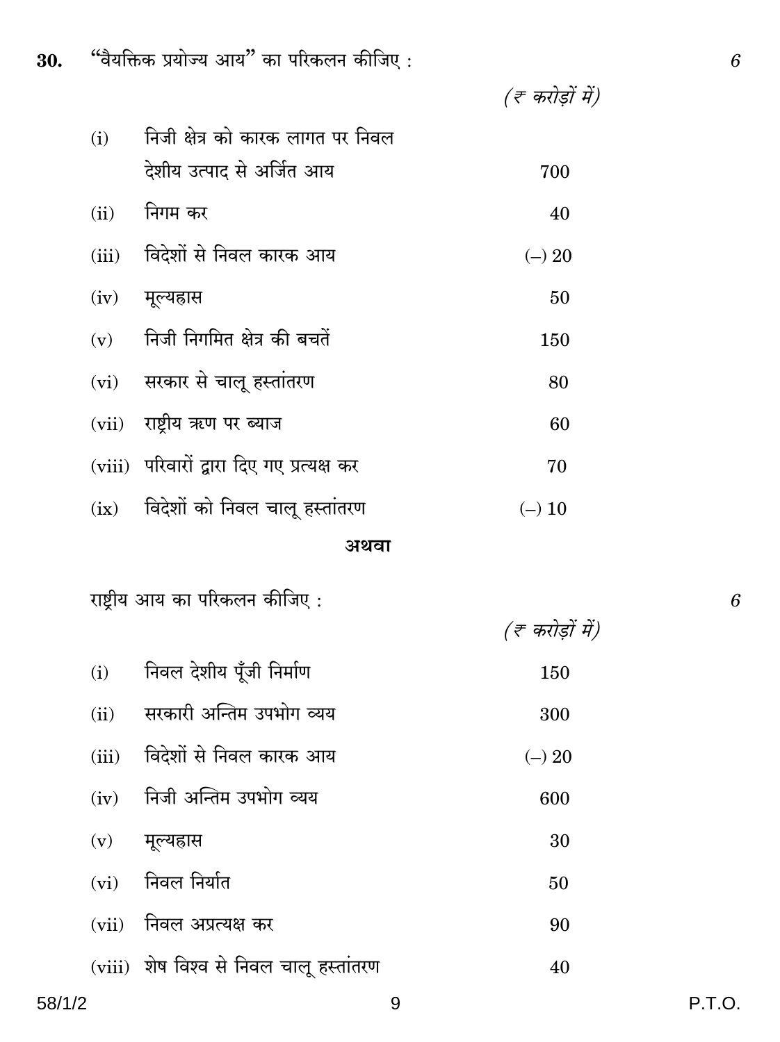**30.** "वैयक्तिक प्रयोज्य आय" का परिकलन कीजिए : **6**

| | | *(₹ करोड़ों में)* |
|---|---|---|
| (i) | निजी क्षेत्र को कारक लागत पर निवल देशीय उत्पाद से अर्जित आय | 700 |
| (ii) | निगम कर | 40 |
| (iii) | विदेशों से निवल कारक आय | (–) 20 |
| (iv) | मूल्यह्रास | 50 |
| (v) | निजी निगमित क्षेत्र की बचतें | 150 |
| (vi) | सरकार से चालू हस्तांतरण | 80 |
| (vii) | राष्ट्रीय ऋण पर ब्याज | 60 |
| (viii) | परिवारों द्वारा दिए गए प्रत्यक्ष कर | 70 |
| (ix) | विदेशों को निवल चालू हस्तांतरण | (–) 10 |

**अथवा**

राष्ट्रीय आय का परिकलन कीजिए : **6**

| | | *(₹ करोड़ों में)* |
|---|---|---|
| (i) | निवल देशीय पूँजी निर्माण | 150 |
| (ii) | सरकारी अन्तिम उपभोग व्यय | 300 |
| (iii) | विदेशों से निवल कारक आय | (–) 20 |
| (iv) | निजी अन्तिम उपभोग व्यय | 600 |
| (v) | मूल्यह्रास | 30 |
| (vi) | निवल निर्यात | 50 |
| (vii) | निवल अप्रत्यक्ष कर | 90 |
| (viii) | शेष विश्व से निवल चालू हस्तांतरण | 40 |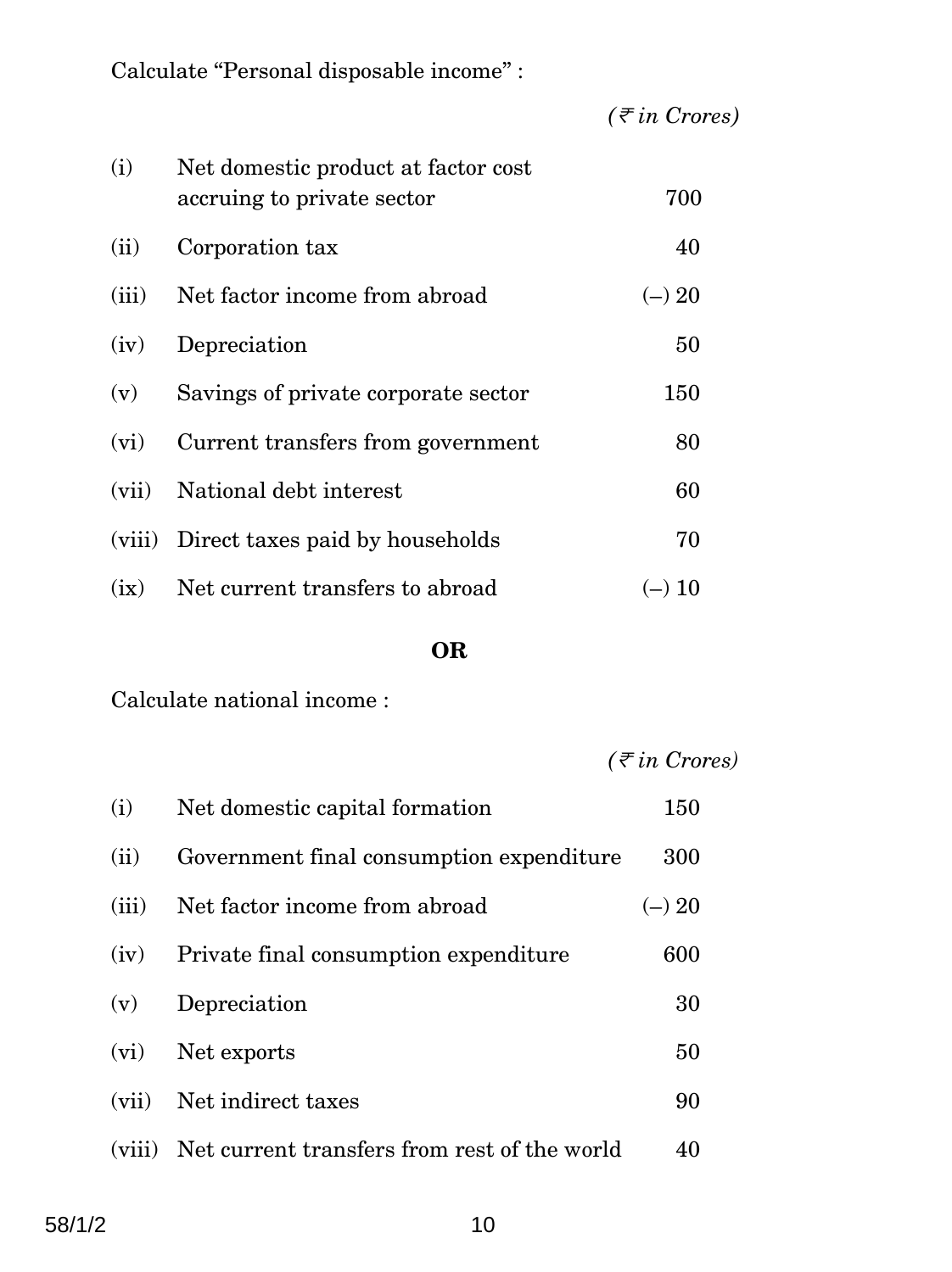Calculate "Personal disposable income" :

| | | *(₹ in Crores)* |
|---|---|---|
| (i) | Net domestic product at factor cost accruing to private sector | 700 |
| (ii) | Corporation tax | 40 |
| (iii) | Net factor income from abroad | (–) 20 |
| (iv) | Depreciation | 50 |
| (v) | Savings of private corporate sector | 150 |
| (vi) | Current transfers from government | 80 |
| (vii) | National debt interest | 60 |
| (viii) | Direct taxes paid by households | 70 |
| (ix) | Net current transfers to abroad | (–) 10 |

**OR**

Calculate national income :

| | | *(₹ in Crores)* |
|---|---|---|
| (i) | Net domestic capital formation | 150 |
| (ii) | Government final consumption expenditure | 300 |
| (iii) | Net factor income from abroad | (–) 20 |
| (iv) | Private final consumption expenditure | 600 |
| (v) | Depreciation | 30 |
| (vi) | Net exports | 50 |
| (vii) | Net indirect taxes | 90 |
| (viii) | Net current transfers from rest of the world | 40 |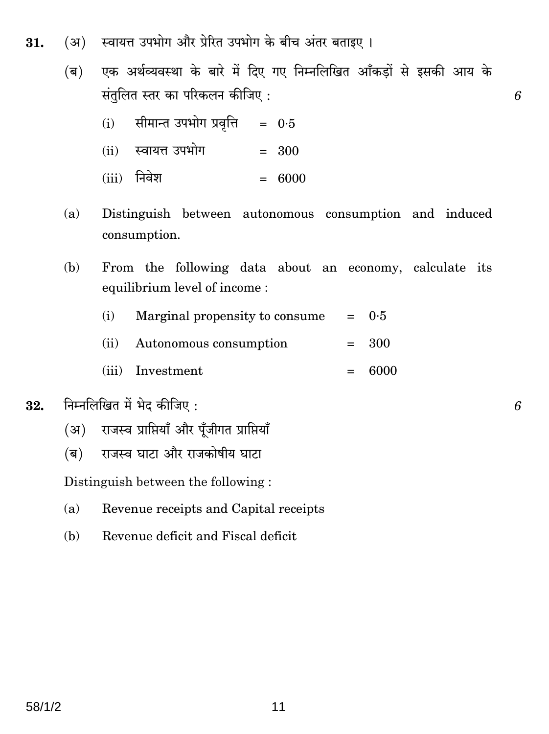**31.** (अ) स्वायत्त उपभोग और प्रेरित उपभोग के बीच अंतर बताइए । 

(ब) एक अर्थव्यवस्था के बारे में दिए गए निम्नलिखित आँकड़ों से इसकी आय के संतुलित स्तर का परिकलन कीजिए : *6*

| | | | |
|---|---|---|---|
| (i) | सीमान्त उपभोग प्रवृत्ति | = | 0·5 |
| (ii) | स्वायत्त उपभोग | = | 300 |
| (iii) | निवेश | = | 6000 |

(a) Distinguish between autonomous consumption and induced consumption.

(b) From the following data about an economy, calculate its equilibrium level of income :

| | | | |
|---|---|---|---|
| (i) | Marginal propensity to consume | = | 0·5 |
| (ii) | Autonomous consumption | = | 300 |
| (iii) | Investment | = | 6000 |

**32.** निम्नलिखित में भेद कीजिए : *6*

(अ) राजस्व प्राप्तियाँ और पूँजीगत प्राप्तियाँ

(ब) राजस्व घाटा और राजकोषीय घाटा

Distinguish between the following :

(a) Revenue receipts and Capital receipts

(b) Revenue deficit and Fiscal deficit